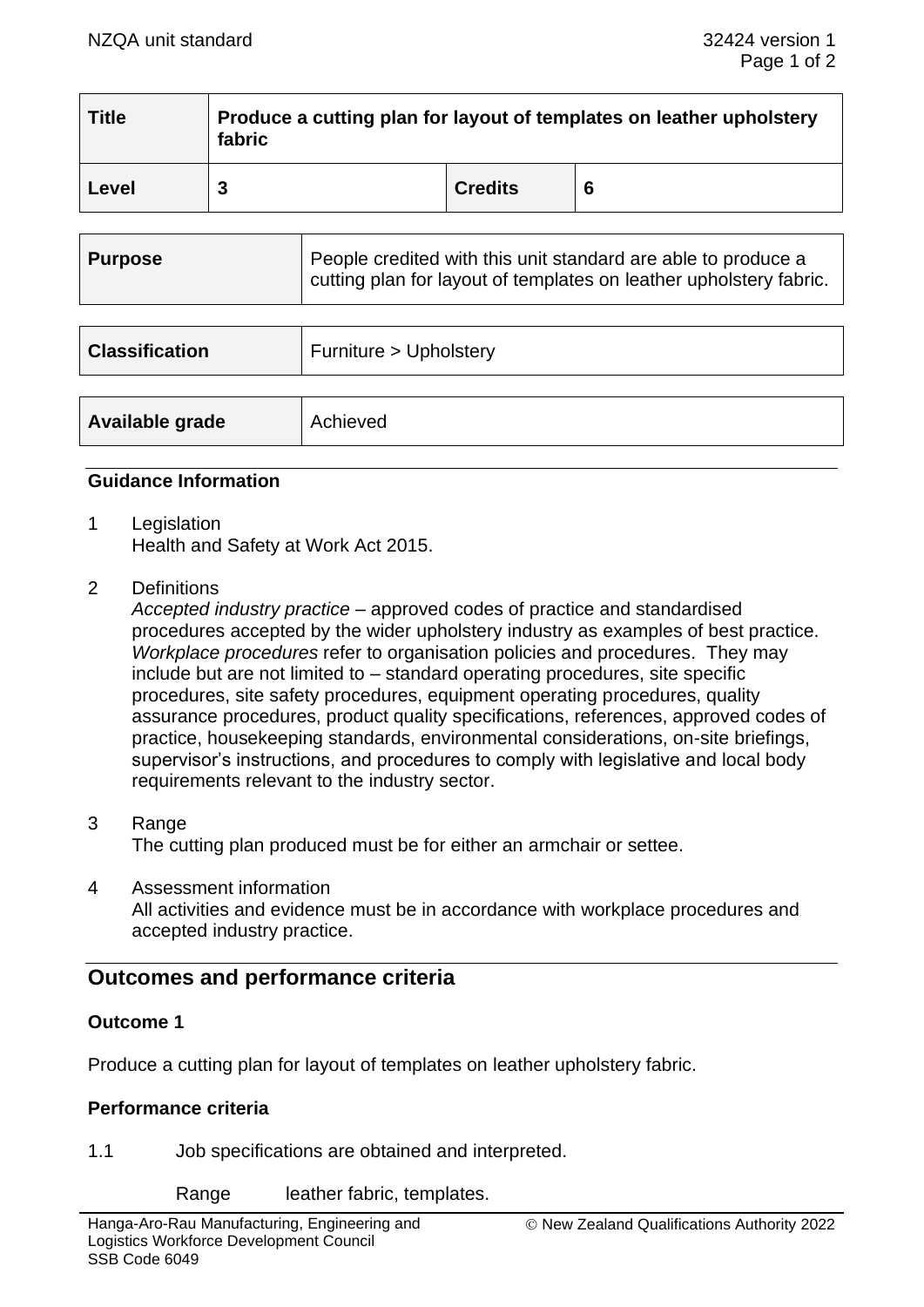| Title | Produce a cutting plan for layout of templates on leather upholstery fabric | | |
|---|---|---|---|
| Level | 3 | Credits | 6 |

| Purpose | People credited with this unit standard are able to produce a cutting plan for layout of templates on leather upholstery fabric. |
|---|---|

| Classification | Furniture > Upholstery |
|---|---|

| Available grade | Achieved |
|---|---|

### Guidance Information

1 Legislation
Health and Safety at Work Act 2015.

2 Definitions
*Accepted industry practice* – approved codes of practice and standardised procedures accepted by the wider upholstery industry as examples of best practice.
*Workplace procedures* refer to organisation policies and procedures. They may include but are not limited to – standard operating procedures, site specific procedures, site safety procedures, equipment operating procedures, quality assurance procedures, product quality specifications, references, approved codes of practice, housekeeping standards, environmental considerations, on-site briefings, supervisor's instructions, and procedures to comply with legislative and local body requirements relevant to the industry sector.

3 Range
The cutting plan produced must be for either an armchair or settee.

4 Assessment information
All activities and evidence must be in accordance with workplace procedures and accepted industry practice.

## Outcomes and performance criteria

### Outcome 1

Produce a cutting plan for layout of templates on leather upholstery fabric.

### Performance criteria

1.1 Job specifications are obtained and interpreted.

Range leather fabric, templates.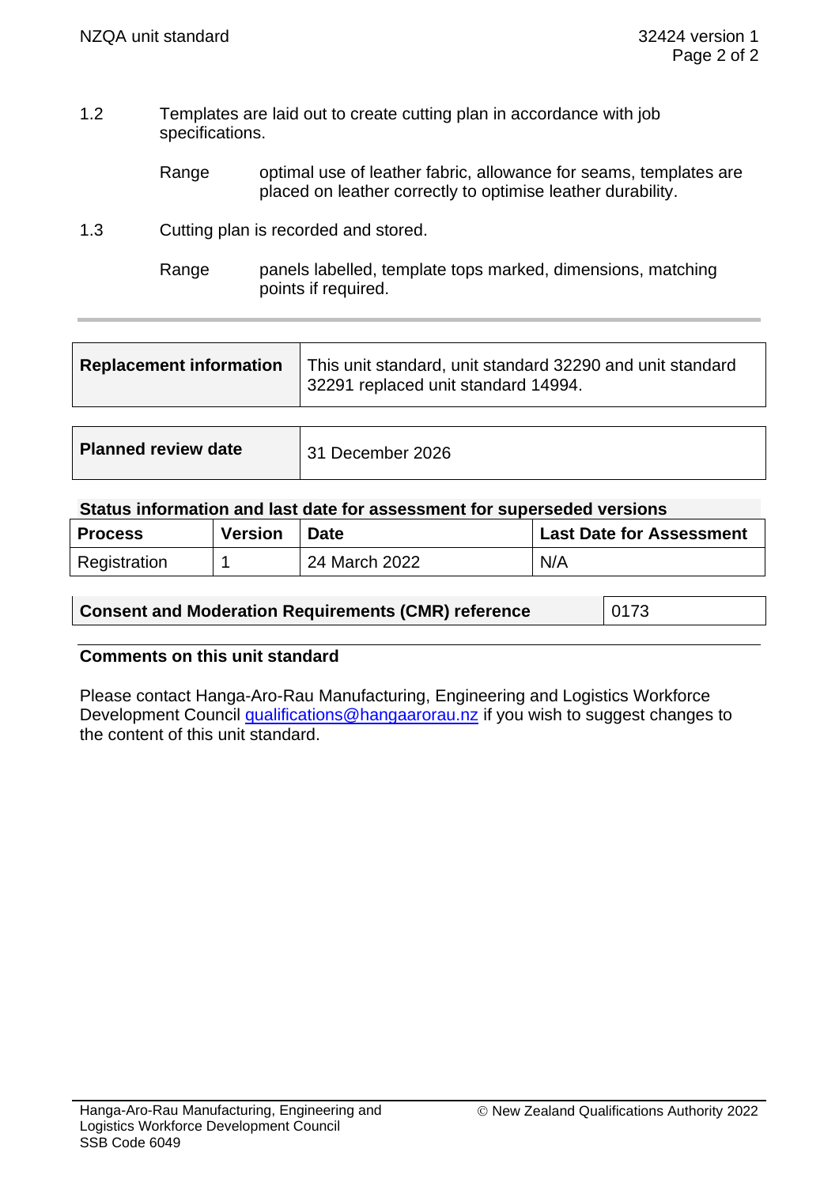1.2 Templates are laid out to create cutting plan in accordance with job specifications.

Range optimal use of leather fabric, allowance for seams, templates are placed on leather correctly to optimise leather durability.

1.3 Cutting plan is recorded and stored.

Range panels labelled, template tops marked, dimensions, matching points if required.

| | |
|---|---|
| **Replacement information** | This unit standard, unit standard 32290 and unit standard 32291 replaced unit standard 14994. |

| | |
|---|---|
| **Planned review date** | 31 December 2026 |

**Status information and last date for assessment for superseded versions**

| **Process** | **Version** | **Date** | **Last Date for Assessment** |
|---|---|---|---|
| Registration | 1 | 24 March 2022 | N/A |

| | |
|---|---|
| **Consent and Moderation Requirements (CMR) reference** | 0173 |

**Comments on this unit standard**

Please contact Hanga-Aro-Rau Manufacturing, Engineering and Logistics Workforce Development Council qualifications@hangaarorau.nz if you wish to suggest changes to the content of this unit standard.